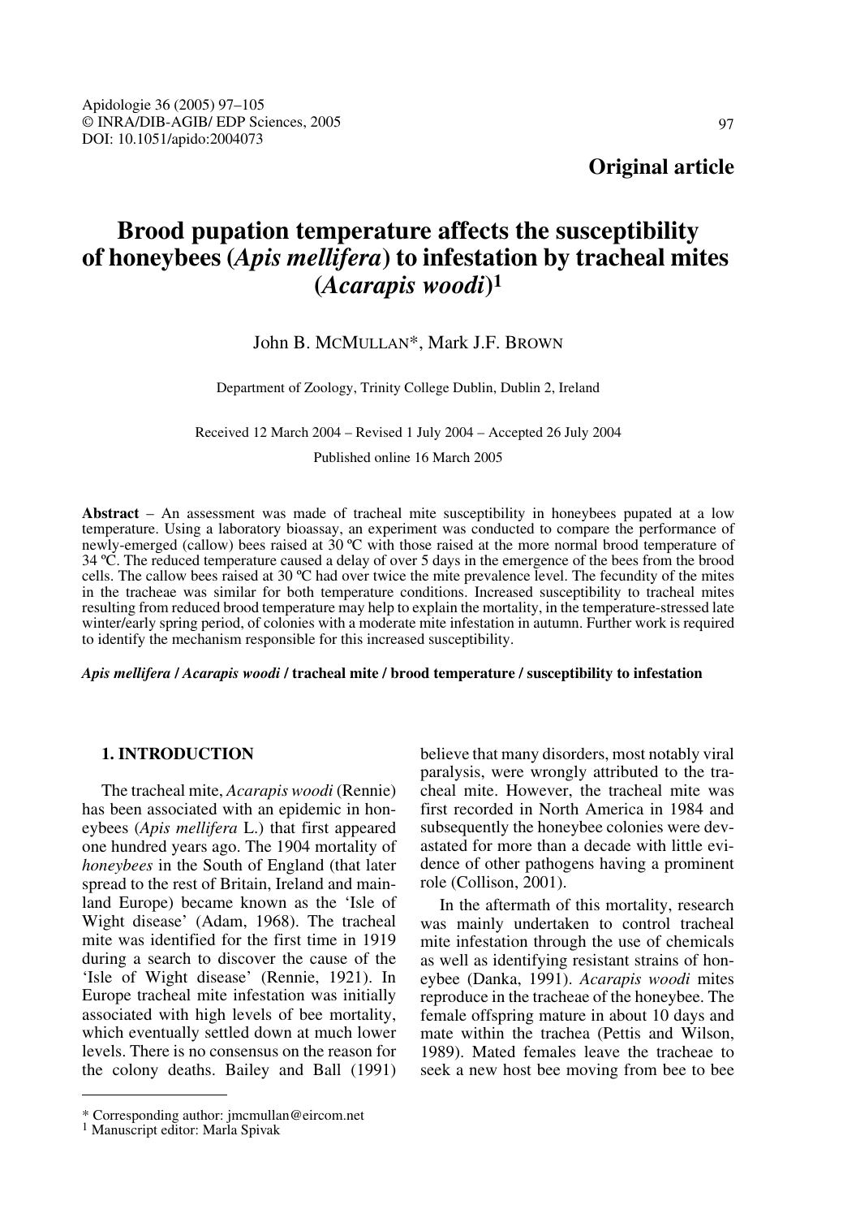Apidologie 36 (2005) 97–105
© INRA/DIB-AGIB/ EDP Sciences, 2005
DOI: 10.1051/apido:2004073

**Original article**

# Brood pupation temperature affects the susceptibility of honeybees (*Apis mellifera*) to infestation by tracheal mites (*Acarapis woodi*)[1]

John B. MCMULLAN*, Mark J.F. BROWN

Department of Zoology, Trinity College Dublin, Dublin 2, Ireland

Received 12 March 2004 – Revised 1 July 2004 – Accepted 26 July 2004

Published online 16 March 2005

**Abstract** – An assessment was made of tracheal mite susceptibility in honeybees pupated at a low temperature. Using a laboratory bioassay, an experiment was conducted to compare the performance of newly-emerged (callow) bees raised at 30 ºC with those raised at the more normal brood temperature of 34 ºC. The reduced temperature caused a delay of over 5 days in the emergence of the bees from the brood cells. The callow bees raised at 30 ºC had over twice the mite prevalence level. The fecundity of the mites in the tracheae was similar for both temperature conditions. Increased susceptibility to tracheal mites resulting from reduced brood temperature may help to explain the mortality, in the temperature-stressed late winter/early spring period, of colonies with a moderate mite infestation in autumn. Further work is required to identify the mechanism responsible for this increased susceptibility.

***Apis mellifera* / *Acarapis woodi* / tracheal mite / brood temperature / susceptibility to infestation**

## 1. INTRODUCTION

The tracheal mite, *Acarapis woodi* (Rennie) has been associated with an epidemic in honeybees (*Apis mellifera* L.) that first appeared one hundred years ago. The 1904 mortality of *honeybees* in the South of England (that later spread to the rest of Britain, Ireland and mainland Europe) became known as the 'Isle of Wight disease' (Adam, 1968). The tracheal mite was identified for the first time in 1919 during a search to discover the cause of the 'Isle of Wight disease' (Rennie, 1921). In Europe tracheal mite infestation was initially associated with high levels of bee mortality, which eventually settled down at much lower levels. There is no consensus on the reason for the colony deaths. Bailey and Ball (1991) believe that many disorders, most notably viral paralysis, were wrongly attributed to the tracheal mite. However, the tracheal mite was first recorded in North America in 1984 and subsequently the honeybee colonies were devastated for more than a decade with little evidence of other pathogens having a prominent role (Collison, 2001).

In the aftermath of this mortality, research was mainly undertaken to control tracheal mite infestation through the use of chemicals as well as identifying resistant strains of honeybee (Danka, 1991). *Acarapis woodi* mites reproduce in the tracheae of the honeybee. The female offspring mature in about 10 days and mate within the trachea (Pettis and Wilson, 1989). Mated females leave the tracheae to seek a new host bee moving from bee to bee

* Corresponding author: jmcmullan@eircom.net

[1] Manuscript editor: Marla Spivak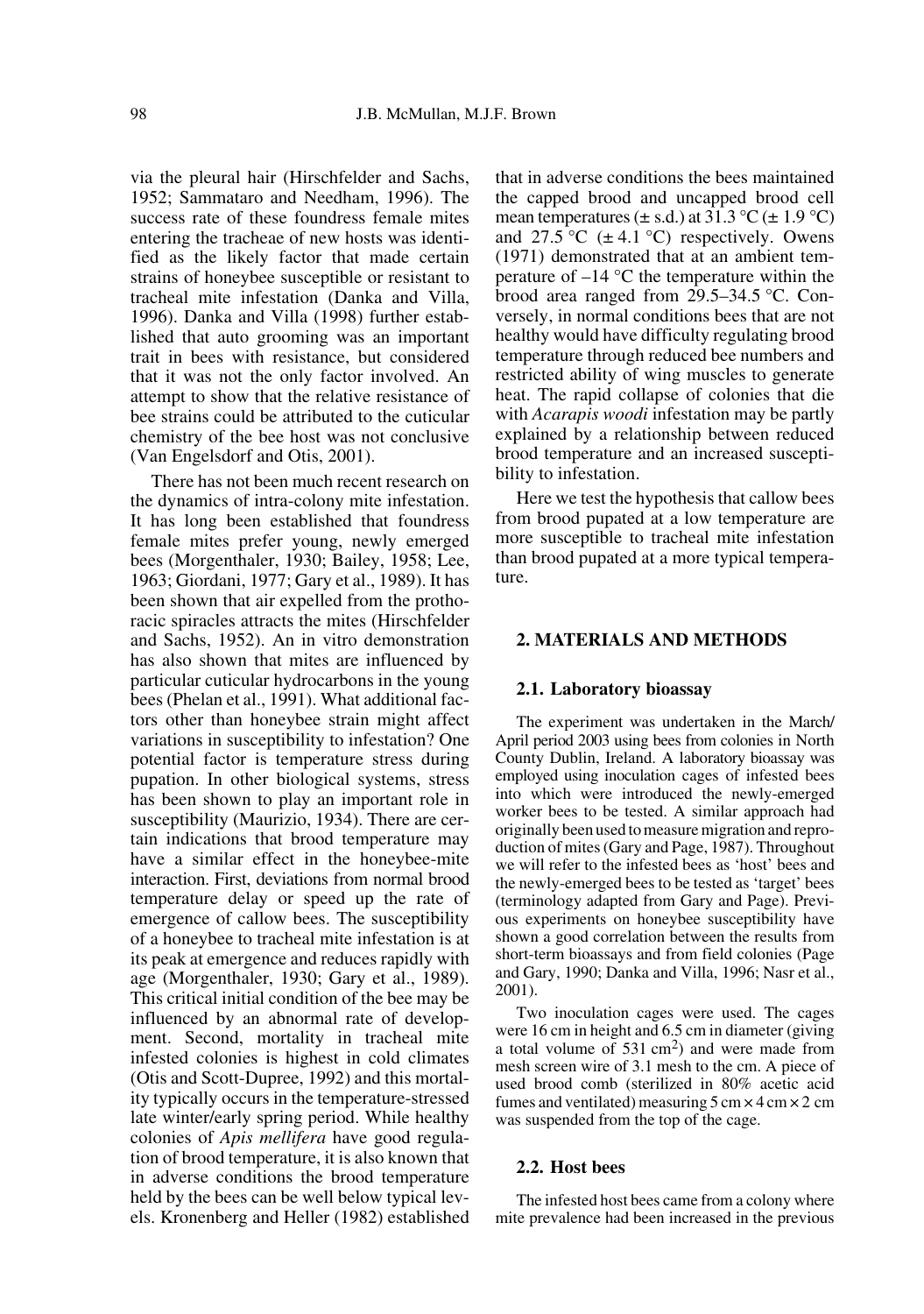via the pleural hair (Hirschfelder and Sachs, 1952; Sammataro and Needham, 1996). The success rate of these foundress female mites entering the tracheae of new hosts was identified as the likely factor that made certain strains of honeybee susceptible or resistant to tracheal mite infestation (Danka and Villa, 1996). Danka and Villa (1998) further established that auto grooming was an important trait in bees with resistance, but considered that it was not the only factor involved. An attempt to show that the relative resistance of bee strains could be attributed to the cuticular chemistry of the bee host was not conclusive (Van Engelsdorf and Otis, 2001).

There has not been much recent research on the dynamics of intra-colony mite infestation. It has long been established that foundress female mites prefer young, newly emerged bees (Morgenthaler, 1930; Bailey, 1958; Lee, 1963; Giordani, 1977; Gary et al., 1989). It has been shown that air expelled from the prothoracic spiracles attracts the mites (Hirschfelder and Sachs, 1952). An in vitro demonstration has also shown that mites are influenced by particular cuticular hydrocarbons in the young bees (Phelan et al., 1991). What additional factors other than honeybee strain might affect variations in susceptibility to infestation? One potential factor is temperature stress during pupation. In other biological systems, stress has been shown to play an important role in susceptibility (Maurizio, 1934). There are certain indications that brood temperature may have a similar effect in the honeybee-mite interaction. First, deviations from normal brood temperature delay or speed up the rate of emergence of callow bees. The susceptibility of a honeybee to tracheal mite infestation is at its peak at emergence and reduces rapidly with age (Morgenthaler, 1930; Gary et al., 1989). This critical initial condition of the bee may be influenced by an abnormal rate of development. Second, mortality in tracheal mite infested colonies is highest in cold climates (Otis and Scott-Dupree, 1992) and this mortality typically occurs in the temperature-stressed late winter/early spring period. While healthy colonies of *Apis mellifera* have good regulation of brood temperature, it is also known that in adverse conditions the brood temperature held by the bees can be well below typical levels. Kronenberg and Heller (1982) established that in adverse conditions the bees maintained the capped brood and uncapped brood cell mean temperatures (± s.d.) at 31.3 °C (± 1.9 °C) and 27.5 °C (± 4.1 °C) respectively. Owens (1971) demonstrated that at an ambient temperature of –14 °C the temperature within the brood area ranged from 29.5–34.5 °C. Conversely, in normal conditions bees that are not healthy would have difficulty regulating brood temperature through reduced bee numbers and restricted ability of wing muscles to generate heat. The rapid collapse of colonies that die with *Acarapis woodi* infestation may be partly explained by a relationship between reduced brood temperature and an increased susceptibility to infestation.

Here we test the hypothesis that callow bees from brood pupated at a low temperature are more susceptible to tracheal mite infestation than brood pupated at a more typical temperature.

## 2. MATERIALS AND METHODS

### 2.1. Laboratory bioassay

The experiment was undertaken in the March/April period 2003 using bees from colonies in North County Dublin, Ireland. A laboratory bioassay was employed using inoculation cages of infested bees into which were introduced the newly-emerged worker bees to be tested. A similar approach had originally been used to measure migration and reproduction of mites (Gary and Page, 1987). Throughout we will refer to the infested bees as 'host' bees and the newly-emerged bees to be tested as 'target' bees (terminology adapted from Gary and Page). Previous experiments on honeybee susceptibility have shown a good correlation between the results from short-term bioassays and from field colonies (Page and Gary, 1990; Danka and Villa, 1996; Nasr et al., 2001).

Two inoculation cages were used. The cages were 16 cm in height and 6.5 cm in diameter (giving a total volume of 531 cm$^2$) and were made from mesh screen wire of 3.1 mesh to the cm. A piece of used brood comb (sterilized in 80% acetic acid fumes and ventilated) measuring 5 cm × 4 cm × 2 cm was suspended from the top of the cage.

### 2.2. Host bees

The infested host bees came from a colony where mite prevalence had been increased in the previous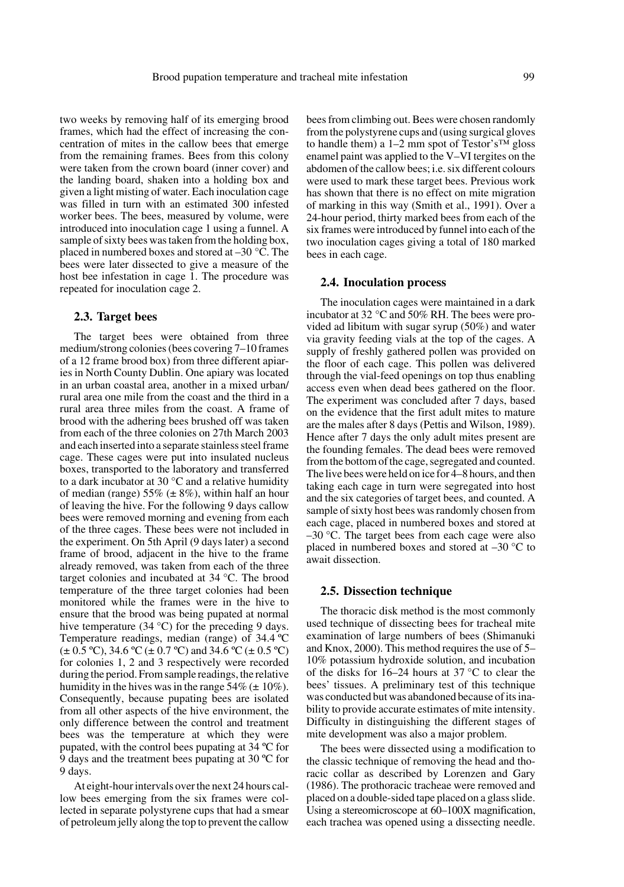two weeks by removing half of its emerging brood frames, which had the effect of increasing the concentration of mites in the callow bees that emerge from the remaining frames. Bees from this colony were taken from the crown board (inner cover) and the landing board, shaken into a holding box and given a light misting of water. Each inoculation cage was filled in turn with an estimated 300 infested worker bees. The bees, measured by volume, were introduced into inoculation cage 1 using a funnel. A sample of sixty bees was taken from the holding box, placed in numbered boxes and stored at –30 °C. The bees were later dissected to give a measure of the host bee infestation in cage 1. The procedure was repeated for inoculation cage 2.

### 2.3. Target bees

The target bees were obtained from three medium/strong colonies (bees covering 7–10 frames of a 12 frame brood box) from three different apiaries in North County Dublin. One apiary was located in an urban coastal area, another in a mixed urban/rural area one mile from the coast and the third in a rural area three miles from the coast. A frame of brood with the adhering bees brushed off was taken from each of the three colonies on 27th March 2003 and each inserted into a separate stainless steel frame cage. These cages were put into insulated nucleus boxes, transported to the laboratory and transferred to a dark incubator at 30 °C and a relative humidity of median (range) 55% (± 8%), within half an hour of leaving the hive. For the following 9 days callow bees were removed morning and evening from each of the three cages. These bees were not included in the experiment. On 5th April (9 days later) a second frame of brood, adjacent in the hive to the frame already removed, was taken from each of the three target colonies and incubated at 34 °C. The brood temperature of the three target colonies had been monitored while the frames were in the hive to ensure that the brood was being pupated at normal hive temperature (34 °C) for the preceding 9 days. Temperature readings, median (range) of 34.4 ºC (± 0.5 ºC), 34.6 ºC (± 0.7 ºC) and 34.6 ºC (± 0.5 ºC) for colonies 1, 2 and 3 respectively were recorded during the period. From sample readings, the relative humidity in the hives was in the range 54% (± 10%). Consequently, because pupating bees are isolated from all other aspects of the hive environment, the only difference between the control and treatment bees was the temperature at which they were pupated, with the control bees pupating at 34 ºC for 9 days and the treatment bees pupating at 30 ºC for 9 days.

At eight-hour intervals over the next 24 hours callow bees emerging from the six frames were collected in separate polystyrene cups that had a smear of petroleum jelly along the top to prevent the callow bees from climbing out. Bees were chosen randomly from the polystyrene cups and (using surgical gloves to handle them) a 1–2 mm spot of Testor's™ gloss enamel paint was applied to the V–VI tergites on the abdomen of the callow bees; i.e. six different colours were used to mark these target bees. Previous work has shown that there is no effect on mite migration of marking in this way (Smith et al., 1991). Over a 24-hour period, thirty marked bees from each of the six frames were introduced by funnel into each of the two inoculation cages giving a total of 180 marked bees in each cage.

### 2.4. Inoculation process

The inoculation cages were maintained in a dark incubator at 32 °C and 50% RH. The bees were provided ad libitum with sugar syrup (50%) and water via gravity feeding vials at the top of the cages. A supply of freshly gathered pollen was provided on the floor of each cage. This pollen was delivered through the vial-feed openings on top thus enabling access even when dead bees gathered on the floor. The experiment was concluded after 7 days, based on the evidence that the first adult mites to mature are the males after 8 days (Pettis and Wilson, 1989). Hence after 7 days the only adult mites present are the founding females. The dead bees were removed from the bottom of the cage, segregated and counted. The live bees were held on ice for 4–8 hours, and then taking each cage in turn were segregated into host and the six categories of target bees, and counted. A sample of sixty host bees was randomly chosen from each cage, placed in numbered boxes and stored at –30 °C. The target bees from each cage were also placed in numbered boxes and stored at –30 °C to await dissection.

### 2.5. Dissection technique

The thoracic disk method is the most commonly used technique of dissecting bees for tracheal mite examination of large numbers of bees (Shimanuki and Knox, 2000). This method requires the use of 5–10% potassium hydroxide solution, and incubation of the disks for 16–24 hours at 37 °C to clear the bees' tissues. A preliminary test of this technique was conducted but was abandoned because of its inability to provide accurate estimates of mite intensity. Difficulty in distinguishing the different stages of mite development was also a major problem.

The bees were dissected using a modification to the classic technique of removing the head and thoracic collar as described by Lorenzen and Gary (1986). The prothoracic tracheae were removed and placed on a double-sided tape placed on a glass slide. Using a stereomicroscope at 60–100X magnification, each trachea was opened using a dissecting needle.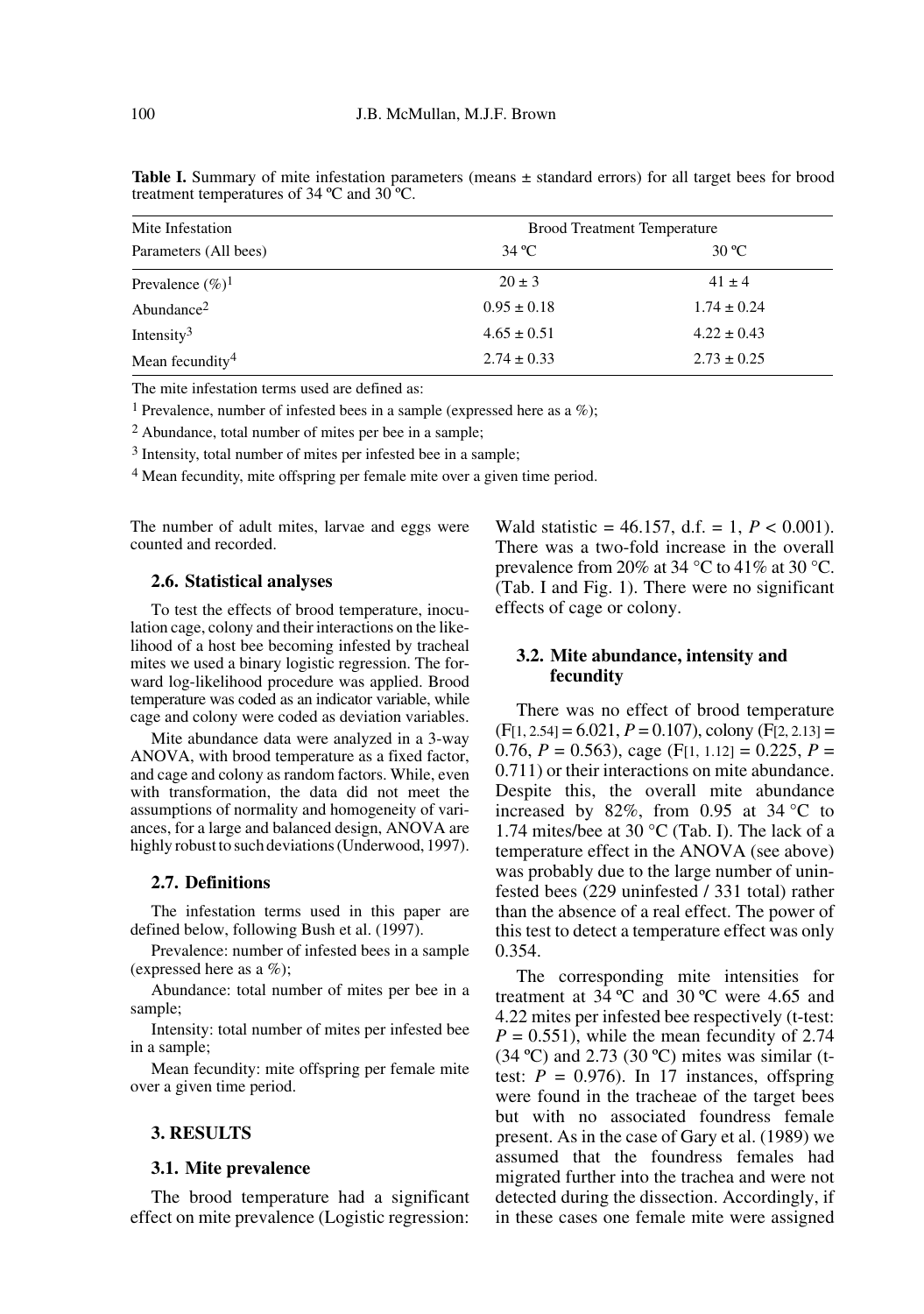**Table I.** Summary of mite infestation parameters (means ± standard errors) for all target bees for brood treatment temperatures of 34 ºC and 30 ºC.

| Mite Infestation Parameters (All bees) | Brood Treatment Temperature | |
|---|---|---|
| | 34 ºC | 30 ºC |
| Prevalence (%)[1] | 20 ± 3 | 41 ± 4 |
| Abundance[2] | 0.95 ± 0.18 | 1.74 ± 0.24 |
| Intensity[3] | 4.65 ± 0.51 | 4.22 ± 0.43 |
| Mean fecundity[4] | 2.74 ± 0.33 | 2.73 ± 0.25 |

The mite infestation terms used are defined as:

[1] Prevalence, number of infested bees in a sample (expressed here as a %);

[2] Abundance, total number of mites per bee in a sample;

[3] Intensity, total number of mites per infested bee in a sample;

[4] Mean fecundity, mite offspring per female mite over a given time period.

The number of adult mites, larvae and eggs were counted and recorded.

### 2.6. Statistical analyses

To test the effects of brood temperature, inoculation cage, colony and their interactions on the likelihood of a host bee becoming infested by tracheal mites we used a binary logistic regression. The forward log-likelihood procedure was applied. Brood temperature was coded as an indicator variable, while cage and colony were coded as deviation variables.

Mite abundance data were analyzed in a 3-way ANOVA, with brood temperature as a fixed factor, and cage and colony as random factors. While, even with transformation, the data did not meet the assumptions of normality and homogeneity of variances, for a large and balanced design, ANOVA are highly robust to such deviations (Underwood, 1997).

### 2.7. Definitions

The infestation terms used in this paper are defined below, following Bush et al. (1997).

Prevalence: number of infested bees in a sample (expressed here as a %);

Abundance: total number of mites per bee in a sample;

Intensity: total number of mites per infested bee in a sample;

Mean fecundity: mite offspring per female mite over a given time period.

## 3. RESULTS

### 3.1. Mite prevalence

The brood temperature had a significant effect on mite prevalence (Logistic regression: Wald statistic = 46.157, d.f. = 1, $P < 0.001$). There was a two-fold increase in the overall prevalence from 20% at 34 °C to 41% at 30 °C. (Tab. I and Fig. 1). There were no significant effects of cage or colony.

### 3.2. Mite abundance, intensity and fecundity

There was no effect of brood temperature ($F_{[1, 2.54]} = 6.021$, $P = 0.107$), colony ($F_{[2, 2.13]} = 0.76$, $P = 0.563$), cage ($F_{[1, 1.12]} = 0.225$, $P = 0.711$) or their interactions on mite abundance. Despite this, the overall mite abundance increased by 82%, from 0.95 at 34 °C to 1.74 mites/bee at 30 °C (Tab. I). The lack of a temperature effect in the ANOVA (see above) was probably due to the large number of uninfested bees (229 uninfested / 331 total) rather than the absence of a real effect. The power of this test to detect a temperature effect was only 0.354.

The corresponding mite intensities for treatment at 34 ºC and 30 ºC were 4.65 and 4.22 mites per infested bee respectively (t-test: $P = 0.551$), while the mean fecundity of 2.74 (34 ºC) and 2.73 (30 ºC) mites was similar (t-test: $P = 0.976$). In 17 instances, offspring were found in the tracheae of the target bees but with no associated foundress female present. As in the case of Gary et al. (1989) we assumed that the foundress females had migrated further into the trachea and were not detected during the dissection. Accordingly, if in these cases one female mite were assigned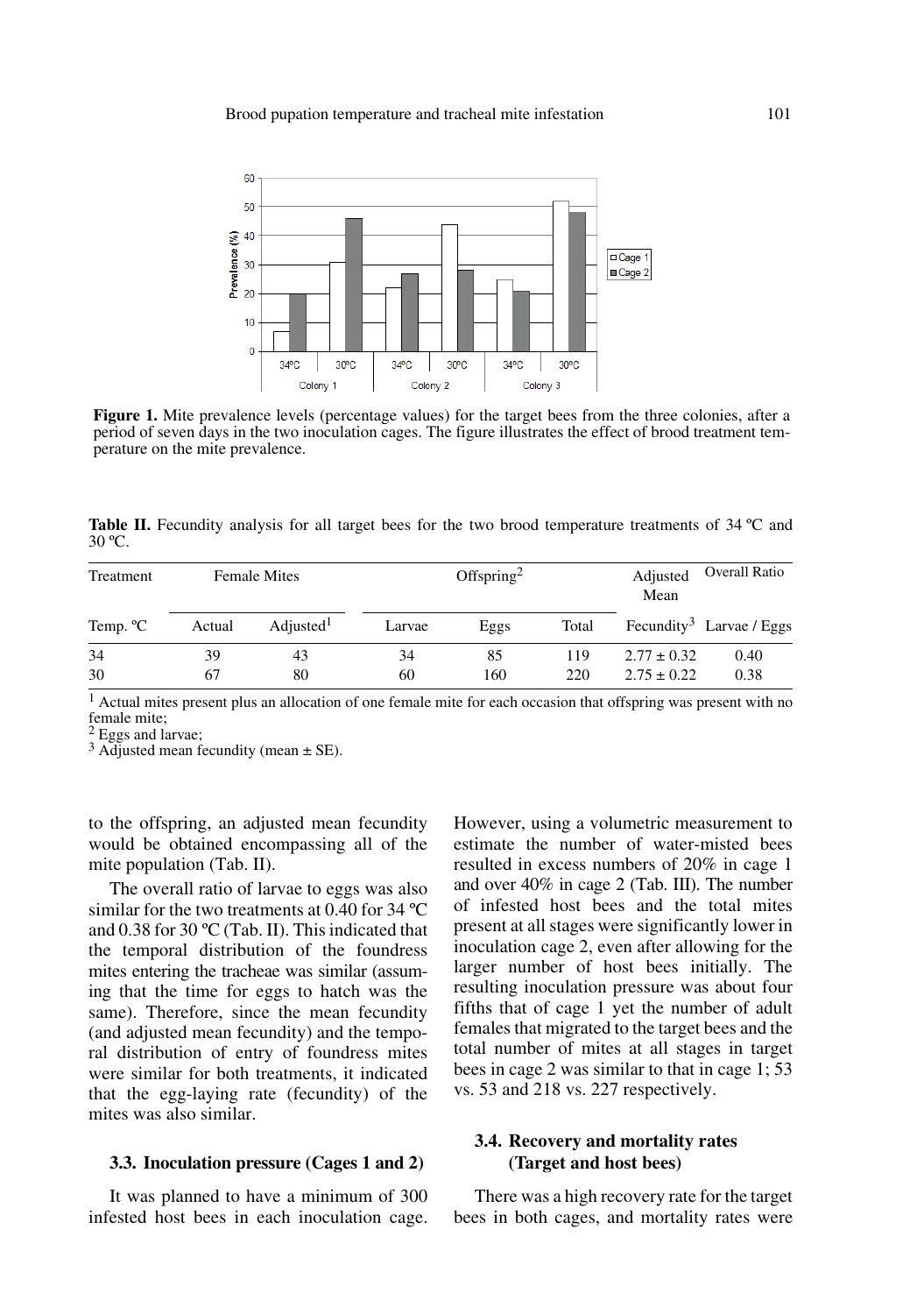60
50
40
30
20
10
0

Prevalence (%)

Cage 1
Cage 2

34ºC 30ºC 34ºC 30ºC 34ºC 30ºC

Colony 1 Colony 2 Colony 3

**Figure 1.** Mite prevalence levels (percentage values) for the target bees from the three colonies, after a period of seven days in the two inoculation cages. The figure illustrates the effect of brood treatment temperature on the mite prevalence.

**Table II.** Fecundity analysis for all target bees for the two brood temperature treatments of 34 ºC and 30 ºC.

| Treatment | Female Mites | | Offspring[2] | | | Adjusted Mean | Overall Ratio |
|---|---|---|---|---|---|---|---|
| Temp. ºC | Actual | Adjusted[1] | Larvae | Eggs | Total | Fecundity[3] | Larvae / Eggs |
| 34 | 39 | 43 | 34 | 85 | 119 | 2.77 ± 0.32 | 0.40 |
| 30 | 67 | 80 | 60 | 160 | 220 | 2.75 ± 0.22 | 0.38 |

[1] Actual mites present plus an allocation of one female mite for each occasion that offspring was present with no female mite;
[2] Eggs and larvae;
[3] Adjusted mean fecundity (mean ± SE).

to the offspring, an adjusted mean fecundity would be obtained encompassing all of the mite population (Tab. II).

The overall ratio of larvae to eggs was also similar for the two treatments at 0.40 for 34 ºC and 0.38 for 30 ºC (Tab. II). This indicated that the temporal distribution of the foundress mites entering the tracheae was similar (assuming that the time for eggs to hatch was the same). Therefore, since the mean fecundity (and adjusted mean fecundity) and the temporal distribution of entry of foundress mites were similar for both treatments, it indicated that the egg-laying rate (fecundity) of the mites was also similar.

### 3.3. Inoculation pressure (Cages 1 and 2)

It was planned to have a minimum of 300 infested host bees in each inoculation cage. However, using a volumetric measurement to estimate the number of water-misted bees resulted in excess numbers of 20% in cage 1 and over 40% in cage 2 (Tab. III). The number of infested host bees and the total mites present at all stages were significantly lower in inoculation cage 2, even after allowing for the larger number of host bees initially. The resulting inoculation pressure was about four fifths that of cage 1 yet the number of adult females that migrated to the target bees and the total number of mites at all stages in target bees in cage 2 was similar to that in cage 1; 53 vs. 53 and 218 vs. 227 respectively.

### 3.4. Recovery and mortality rates (Target and host bees)

There was a high recovery rate for the target bees in both cages, and mortality rates were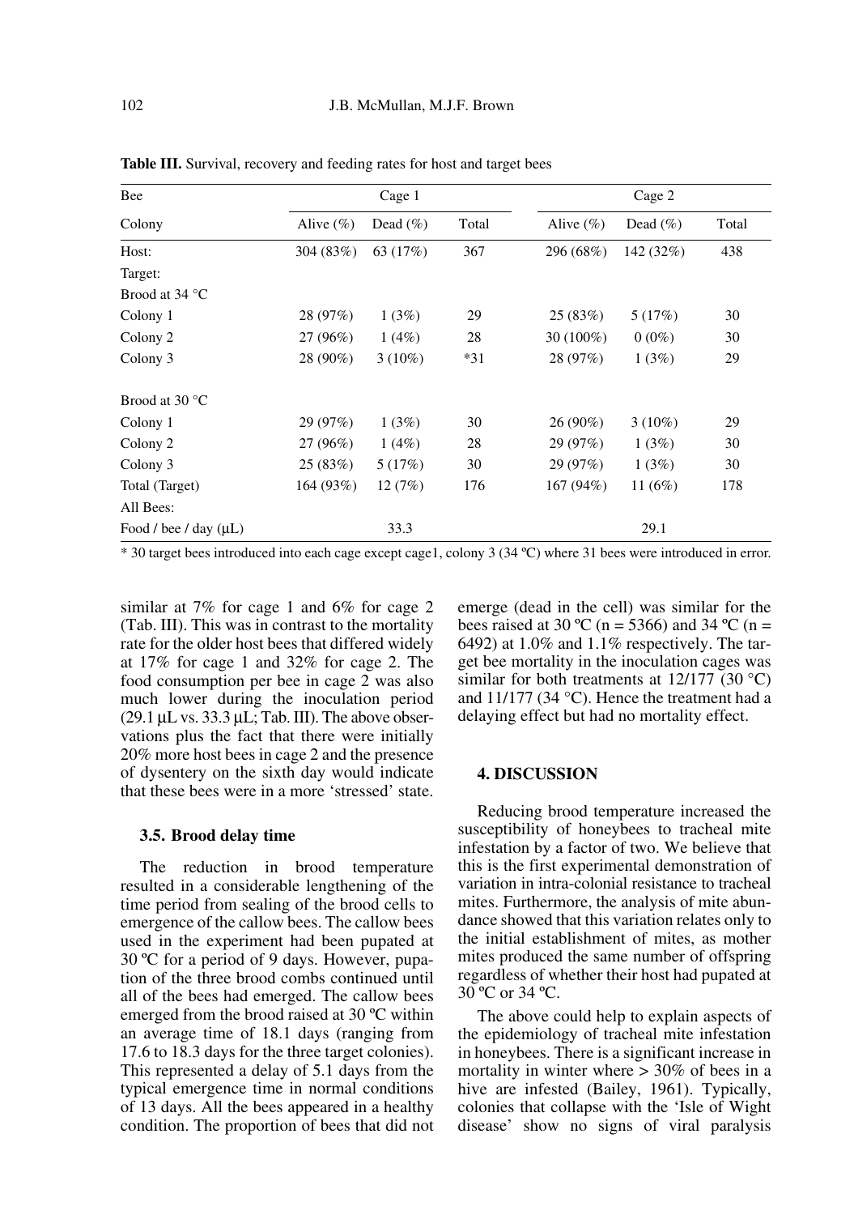**Table III.** Survival, recovery and feeding rates for host and target bees

| Bee | Cage 1 | | | Cage 2 | | |
|---|---|---|---|---|---|---|
| Colony | Alive (%) | Dead (%) | Total | Alive (%) | Dead (%) | Total |
| Host: | 304 (83%) | 63 (17%) | 367 | 296 (68%) | 142 (32%) | 438 |
| Target: | | | | | | |
| Brood at 34 °C | | | | | | |
| Colony 1 | 28 (97%) | 1 (3%) | 29 | 25 (83%) | 5 (17%) | 30 |
| Colony 2 | 27 (96%) | 1 (4%) | 28 | 30 (100%) | 0 (0%) | 30 |
| Colony 3 | 28 (90%) | 3 (10%) | *31 | 28 (97%) | 1 (3%) | 29 |
| Brood at 30 °C | | | | | | |
| Colony 1 | 29 (97%) | 1 (3%) | 30 | 26 (90%) | 3 (10%) | 29 |
| Colony 2 | 27 (96%) | 1 (4%) | 28 | 29 (97%) | 1 (3%) | 30 |
| Colony 3 | 25 (83%) | 5 (17%) | 30 | 29 (97%) | 1 (3%) | 30 |
| Total (Target) | 164 (93%) | 12 (7%) | 176 | 167 (94%) | 11 (6%) | 178 |
| All Bees: | | | | | | |
| Food / bee / day (µL) | | 33.3 | | | 29.1 | |

\* 30 target bees introduced into each cage except cage1, colony 3 (34 ºC) where 31 bees were introduced in error.

similar at 7% for cage 1 and 6% for cage 2 (Tab. III). This was in contrast to the mortality rate for the older host bees that differed widely at 17% for cage 1 and 32% for cage 2. The food consumption per bee in cage 2 was also much lower during the inoculation period (29.1 µL vs. 33.3 µL; Tab. III). The above observations plus the fact that there were initially 20% more host bees in cage 2 and the presence of dysentery on the sixth day would indicate that these bees were in a more 'stressed' state.

### 3.5. Brood delay time

The reduction in brood temperature resulted in a considerable lengthening of the time period from sealing of the brood cells to emergence of the callow bees. The callow bees used in the experiment had been pupated at 30 ºC for a period of 9 days. However, pupation of the three brood combs continued until all of the bees had emerged. The callow bees emerged from the brood raised at 30 ºC within an average time of 18.1 days (ranging from 17.6 to 18.3 days for the three target colonies). This represented a delay of 5.1 days from the typical emergence time in normal conditions of 13 days. All the bees appeared in a healthy condition. The proportion of bees that did not emerge (dead in the cell) was similar for the bees raised at 30 ºC (n = 5366) and 34 ºC (n = 6492) at 1.0% and 1.1% respectively. The target bee mortality in the inoculation cages was similar for both treatments at 12/177 (30 °C) and 11/177 (34 °C). Hence the treatment had a delaying effect but had no mortality effect.

## 4. DISCUSSION

Reducing brood temperature increased the susceptibility of honeybees to tracheal mite infestation by a factor of two. We believe that this is the first experimental demonstration of variation in intra-colonial resistance to tracheal mites. Furthermore, the analysis of mite abundance showed that this variation relates only to the initial establishment of mites, as mother mites produced the same number of offspring regardless of whether their host had pupated at 30 ºC or 34 ºC.

The above could help to explain aspects of the epidemiology of tracheal mite infestation in honeybees. There is a significant increase in mortality in winter where > 30% of bees in a hive are infested (Bailey, 1961). Typically, colonies that collapse with the 'Isle of Wight disease' show no signs of viral paralysis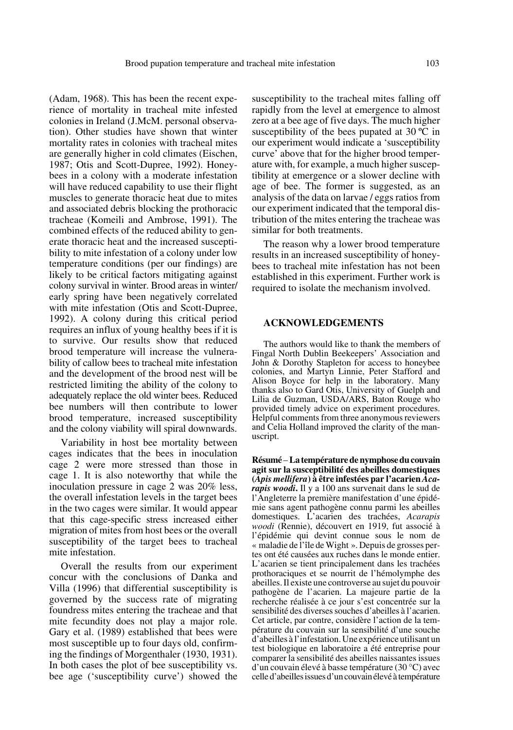(Adam, 1968). This has been the recent experience of mortality in tracheal mite infested colonies in Ireland (J.McM. personal observation). Other studies have shown that winter mortality rates in colonies with tracheal mites are generally higher in cold climates (Eischen, 1987; Otis and Scott-Dupree, 1992). Honeybees in a colony with a moderate infestation will have reduced capability to use their flight muscles to generate thoracic heat due to mites and associated debris blocking the prothoracic tracheae (Komeili and Ambrose, 1991). The combined effects of the reduced ability to generate thoracic heat and the increased susceptibility to mite infestation of a colony under low temperature conditions (per our findings) are likely to be critical factors mitigating against colony survival in winter. Brood areas in winter/early spring have been negatively correlated with mite infestation (Otis and Scott-Dupree, 1992). A colony during this critical period requires an influx of young healthy bees if it is to survive. Our results show that reduced brood temperature will increase the vulnerability of callow bees to tracheal mite infestation and the development of the brood nest will be restricted limiting the ability of the colony to adequately replace the old winter bees. Reduced bee numbers will then contribute to lower brood temperature, increased susceptibility and the colony viability will spiral downwards.

Variability in host bee mortality between cages indicates that the bees in inoculation cage 2 were more stressed than those in cage 1. It is also noteworthy that while the inoculation pressure in cage 2 was 20% less, the overall infestation levels in the target bees in the two cages were similar. It would appear that this cage-specific stress increased either migration of mites from host bees or the overall susceptibility of the target bees to tracheal mite infestation.

Overall the results from our experiment concur with the conclusions of Danka and Villa (1996) that differential susceptibility is governed by the success rate of migrating foundress mites entering the tracheae and that mite fecundity does not play a major role. Gary et al. (1989) established that bees were most susceptible up to four days old, confirming the findings of Morgenthaler (1930, 1931). In both cases the plot of bee susceptibility vs. bee age ('susceptibility curve') showed the susceptibility to the tracheal mites falling off rapidly from the level at emergence to almost zero at a bee age of five days. The much higher susceptibility of the bees pupated at 30 ºC in our experiment would indicate a 'susceptibility curve' above that for the higher brood temperature with, for example, a much higher susceptibility at emergence or a slower decline with age of bee. The former is suggested, as an analysis of the data on larvae / eggs ratios from our experiment indicated that the temporal distribution of the mites entering the tracheae was similar for both treatments.

The reason why a lower brood temperature results in an increased susceptibility of honeybees to tracheal mite infestation has not been established in this experiment. Further work is required to isolate the mechanism involved.

## ACKNOWLEDGEMENTS

The authors would like to thank the members of Fingal North Dublin Beekeepers' Association and John & Dorothy Stapleton for access to honeybee colonies, and Martyn Linnie, Peter Stafford and Alison Boyce for help in the laboratory. Many thanks also to Gard Otis, University of Guelph and Lilia de Guzman, USDA/ARS, Baton Rouge who provided timely advice on experiment procedures. Helpful comments from three anonymous reviewers and Celia Holland improved the clarity of the manuscript.

**Résumé – La température de nymphose du couvain agit sur la susceptibilité des abeilles domestiques (*Apis mellifera*) à être infestées par l'acarien *Acarapis woodi*.** Il y a 100 ans survenait dans le sud de l'Angleterre la première manifestation d'une épidémie sans agent pathogène connu parmi les abeilles domestiques. L'acarien des trachées, *Acarapis woodi* (Rennie), découvert en 1919, fut associé à l'épidémie qui devint connue sous le nom de « maladie de l'île de Wight ». Depuis de grosses pertes ont été causées aux ruches dans le monde entier. L'acarien se tient principalement dans les trachées prothoraciques et se nourrit de l'hémolymphe des abeilles. Il existe une controverse au sujet du pouvoir pathogène de l'acarien. La majeure partie de la recherche réalisée à ce jour s'est concentrée sur la sensibilité des diverses souches d'abeilles à l'acarien. Cet article, par contre, considère l'action de la température du couvain sur la sensibilité d'une souche d'abeilles à l'infestation. Une expérience utilisant un test biologique en laboratoire a été entreprise pour comparer la sensibilité des abeilles naissantes issues d'un couvain élevé à basse température (30 °C) avec celle d'abeilles issues d'un couvain élevé à température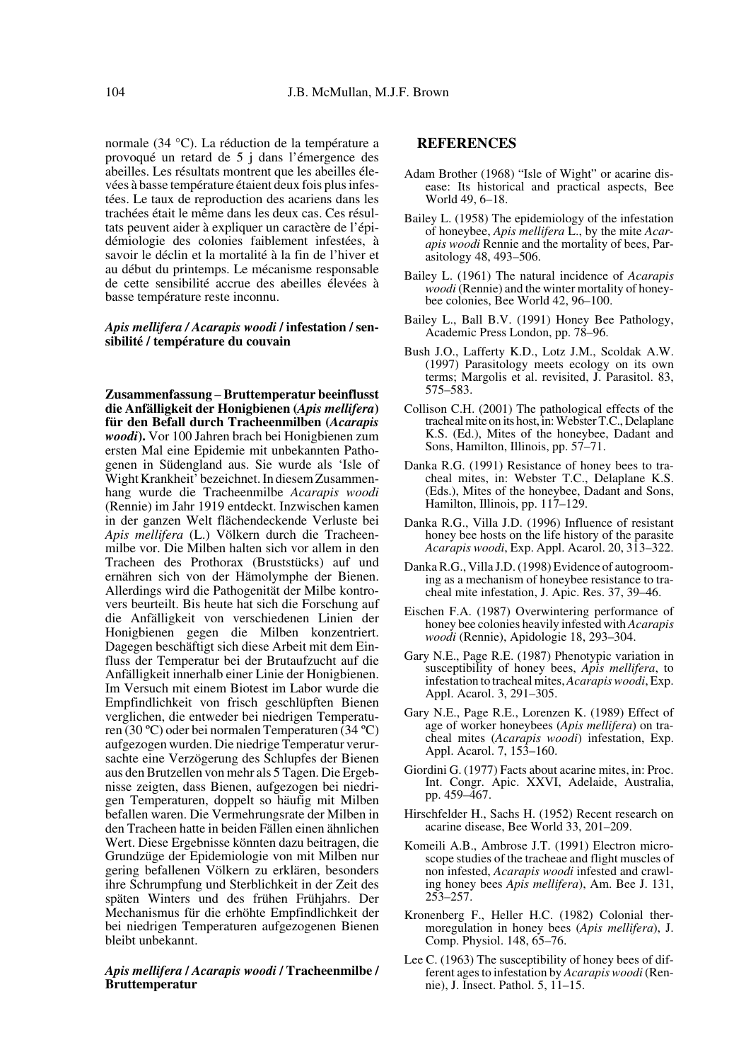normale (34 °C). La réduction de la température a provoqué un retard de 5 j dans l'émergence des abeilles. Les résultats montrent que les abeilles élevées à basse température étaient deux fois plus infestées. Le taux de reproduction des acariens dans les trachées était le même dans les deux cas. Ces résultats peuvent aider à expliquer un caractère de l'épidémiologie des colonies faiblement infestées, à savoir le déclin et la mortalité à la fin de l'hiver et au début du printemps. Le mécanisme responsable de cette sensibilité accrue des abeilles élevées à basse température reste inconnu.

***Apis mellifera* / *Acarapis woodi* / infestation / sensibilité / température du couvain**

**Zusammenfassung – Bruttemperatur beeinflusst die Anfälligkeit der Honigbienen (*Apis mellifera*) für den Befall durch Tracheenmilben (*Acarapis woodi*).** Vor 100 Jahren brach bei Honigbienen zum ersten Mal eine Epidemie mit unbekannten Pathogenen in Südengland aus. Sie wurde als 'Isle of Wight Krankheit' bezeichnet. In diesem Zusammenhang wurde die Tracheenmilbe *Acarapis woodi* (Rennie) im Jahr 1919 entdeckt. Inzwischen kamen in der ganzen Welt flächendeckende Verluste bei *Apis mellifera* (L.) Völkern durch die Tracheenmilbe vor. Die Milben halten sich vor allem in den Tracheen des Prothorax (Bruststücks) auf und ernähren sich von der Hämolymphe der Bienen. Allerdings wird die Pathogenität der Milbe kontrovers beurteilt. Bis heute hat sich die Forschung auf die Anfälligkeit von verschiedenen Linien der Honigbienen gegen die Milben konzentriert. Dagegen beschäftigt sich diese Arbeit mit dem Einfluss der Temperatur bei der Brutaufzucht auf die Anfälligkeit innerhalb einer Linie der Honigbienen. Im Versuch mit einem Biotest im Labor wurde die Empfindlichkeit von frisch geschlüpften Bienen verglichen, die entweder bei niedrigen Temperaturen (30 ºC) oder bei normalen Temperaturen (34 ºC) aufgezogen wurden. Die niedrige Temperatur verursachte eine Verzögerung des Schlupfes der Bienen aus den Brutzellen von mehr als 5 Tagen. Die Ergebnisse zeigten, dass Bienen, aufgezogen bei niedrigen Temperaturen, doppelt so häufig mit Milben befallen waren. Die Vermehrungsrate der Milben in den Tracheen hatte in beiden Fällen einen ähnlichen Wert. Diese Ergebnisse könnten dazu beitragen, die Grundzüge der Epidemiologie von mit Milben nur gering befallenen Völkern zu erklären, besonders ihre Schrumpfung und Sterblichkeit in der Zeit des späten Winters und des frühen Frühjahrs. Der Mechanismus für die erhöhte Empfindlichkeit der bei niedrigen Temperaturen aufgezogenen Bienen bleibt unbekannt.

***Apis mellifera* / *Acarapis woodi* / Tracheenmilbe / Bruttemperatur**

## REFERENCES

Adam Brother (1968) "Isle of Wight" or acarine disease: Its historical and practical aspects, Bee World 49, 6–18.

Bailey L. (1958) The epidemiology of the infestation of honeybee, *Apis mellifera* L., by the mite *Acarapis woodi* Rennie and the mortality of bees, Parasitology 48, 493–506.

Bailey L. (1961) The natural incidence of *Acarapis woodi* (Rennie) and the winter mortality of honeybee colonies, Bee World 42, 96–100.

Bailey L., Ball B.V. (1991) Honey Bee Pathology, Academic Press London, pp. 78–96.

Bush J.O., Lafferty K.D., Lotz J.M., Scoldak A.W. (1997) Parasitology meets ecology on its own terms; Margolis et al. revisited, J. Parasitol. 83, 575–583.

Collison C.H. (2001) The pathological effects of the tracheal mite on its host, in: Webster T.C., Delaplane K.S. (Ed.), Mites of the honeybee, Dadant and Sons, Hamilton, Illinois, pp. 57–71.

Danka R.G. (1991) Resistance of honey bees to tracheal mites, in: Webster T.C., Delaplane K.S. (Eds.), Mites of the honeybee, Dadant and Sons, Hamilton, Illinois, pp. 117–129.

Danka R.G., Villa J.D. (1996) Influence of resistant honey bee hosts on the life history of the parasite *Acarapis woodi*, Exp. Appl. Acarol. 20, 313–322.

Danka R.G., Villa J.D. (1998) Evidence of autogrooming as a mechanism of honeybee resistance to tracheal mite infestation, J. Apic. Res. 37, 39–46.

Eischen F.A. (1987) Overwintering performance of honey bee colonies heavily infested with *Acarapis woodi* (Rennie), Apidologie 18, 293–304.

Gary N.E., Page R.E. (1987) Phenotypic variation in susceptibility of honey bees, *Apis mellifera*, to infestation to tracheal mites, *Acarapis woodi*, Exp. Appl. Acarol. 3, 291–305.

Gary N.E., Page R.E., Lorenzen K. (1989) Effect of age of worker honeybees (*Apis mellifera*) on tracheal mites (*Acarapis woodi*) infestation, Exp. Appl. Acarol. 7, 153–160.

Giordini G. (1977) Facts about acarine mites, in: Proc. Int. Congr. Apic. XXVI, Adelaide, Australia, pp. 459–467.

Hirschfelder H., Sachs H. (1952) Recent research on acarine disease, Bee World 33, 201–209.

Komeili A.B., Ambrose J.T. (1991) Electron microscope studies of the tracheae and flight muscles of non infested, *Acarapis woodi* infested and crawling honey bees *Apis mellifera*), Am. Bee J. 131, 253–257.

Kronenberg F., Heller H.C. (1982) Colonial thermoregulation in honey bees (*Apis mellifera*), J. Comp. Physiol. 148, 65–76.

Lee C. (1963) The susceptibility of honey bees of different ages to infestation by *Acarapis woodi* (Rennie), J. Insect. Pathol. 5, 11–15.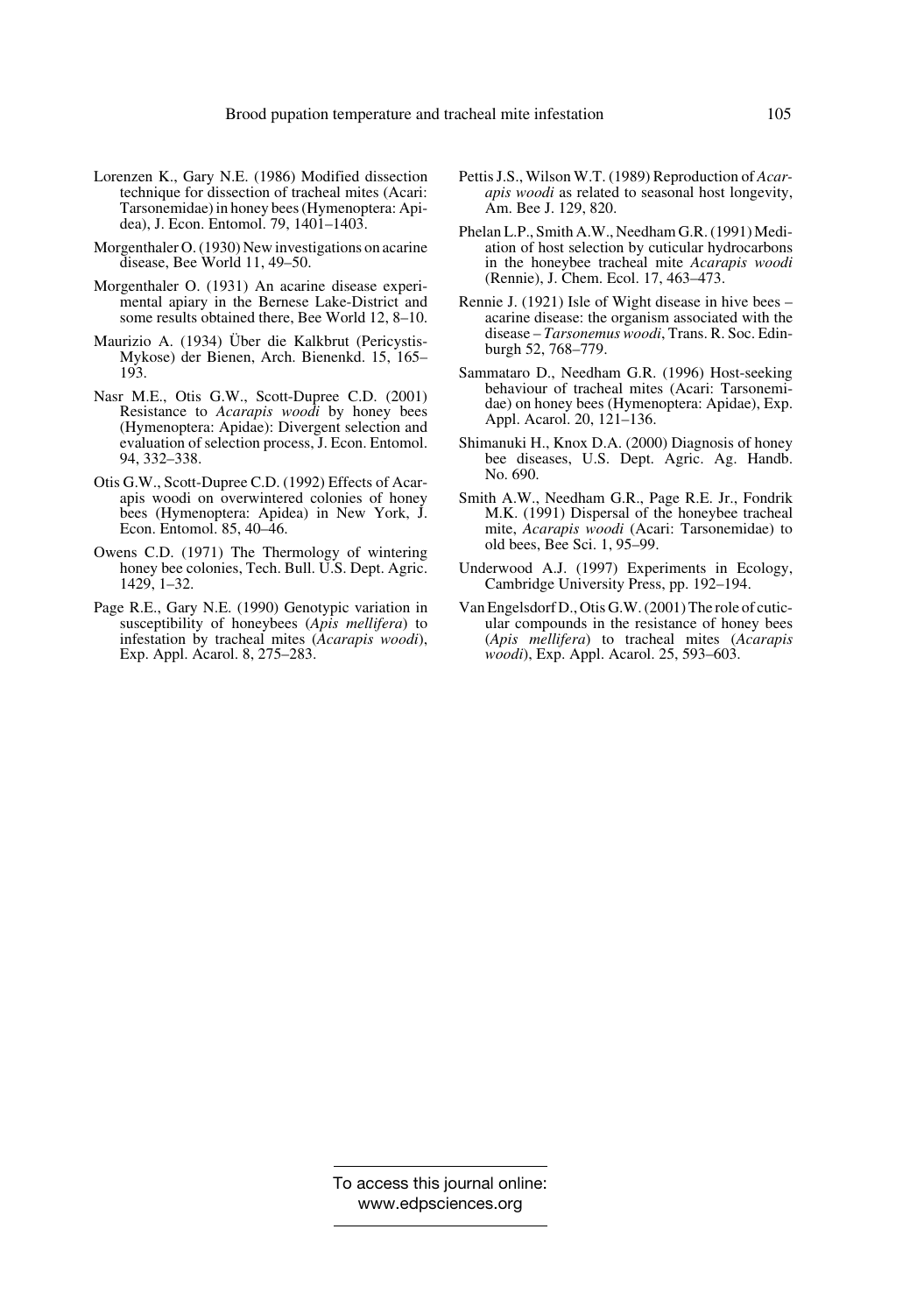Lorenzen K., Gary N.E. (1986) Modified dissection technique for dissection of tracheal mites (Acari: Tarsonemidae) in honey bees (Hymenoptera: Apidea), J. Econ. Entomol. 79, 1401–1403.

Morgenthaler O. (1930) New investigations on acarine disease, Bee World 11, 49–50.

Morgenthaler O. (1931) An acarine disease experimental apiary in the Bernese Lake-District and some results obtained there, Bee World 12, 8–10.

Maurizio A. (1934) Über die Kalkbrut (Pericystis-Mykose) der Bienen, Arch. Bienenkd. 15, 165–193.

Nasr M.E., Otis G.W., Scott-Dupree C.D. (2001) Resistance to *Acarapis woodi* by honey bees (Hymenoptera: Apidae): Divergent selection and evaluation of selection process, J. Econ. Entomol. 94, 332–338.

Otis G.W., Scott-Dupree C.D. (1992) Effects of Acarapis woodi on overwintered colonies of honey bees (Hymenoptera: Apidea) in New York, J. Econ. Entomol. 85, 40–46.

Owens C.D. (1971) The Thermology of wintering honey bee colonies, Tech. Bull. U.S. Dept. Agric. 1429, 1–32.

Page R.E., Gary N.E. (1990) Genotypic variation in susceptibility of honeybees (*Apis mellifera*) to infestation by tracheal mites (*Acarapis woodi*), Exp. Appl. Acarol. 8, 275–283.

Pettis J.S., Wilson W.T. (1989) Reproduction of *Acarapis woodi* as related to seasonal host longevity, Am. Bee J. 129, 820.

Phelan L.P., Smith A.W., Needham G.R. (1991) Mediation of host selection by cuticular hydrocarbons in the honeybee tracheal mite *Acarapis woodi* (Rennie), J. Chem. Ecol. 17, 463–473.

Rennie J. (1921) Isle of Wight disease in hive bees – acarine disease: the organism associated with the disease – *Tarsonemus woodi*, Trans. R. Soc. Edinburgh 52, 768–779.

Sammataro D., Needham G.R. (1996) Host-seeking behaviour of tracheal mites (Acari: Tarsonemidae) on honey bees (Hymenoptera: Apidae), Exp. Appl. Acarol. 20, 121–136.

Shimanuki H., Knox D.A. (2000) Diagnosis of honey bee diseases, U.S. Dept. Agric. Ag. Handb. No. 690.

Smith A.W., Needham G.R., Page R.E. Jr., Fondrik M.K. (1991) Dispersal of the honeybee tracheal mite, *Acarapis woodi* (Acari: Tarsonemidae) to old bees, Bee Sci. 1, 95–99.

Underwood A.J. (1997) Experiments in Ecology, Cambridge University Press, pp. 192–194.

Van Engelsdorf D., Otis G.W. (2001) The role of cuticular compounds in the resistance of honey bees (*Apis mellifera*) to tracheal mites (*Acarapis woodi*), Exp. Appl. Acarol. 25, 593–603.

To access this journal online:
www.edpsciences.org